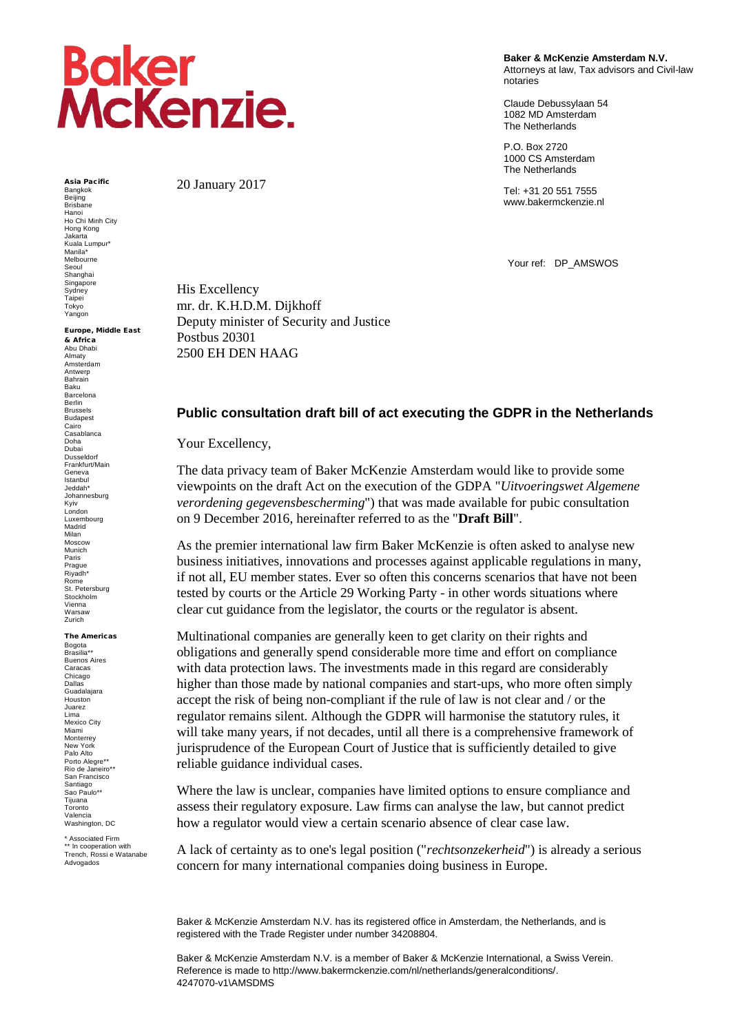**Baker McKenzie.**

**Baker & McKenzie Amsterdam N.V.**
Attorneys at law, Tax advisors and Civil-law notaries

Claude Debussylaan 54
1082 MD Amsterdam
The Netherlands

P.O. Box 2720
1000 CS Amsterdam
The Netherlands

Tel: +31 20 551 7555
www.bakermckenzie.nl

**Asia Pacific**
Bangkok
Beijing
Brisbane
Hanoi
Ho Chi Minh City
Hong Kong
Jakarta
Kuala Lumpur*
Manila*
Melbourne
Seoul
Shanghai
Singapore
Sydney
Taipei
Tokyo
Yangon

**Europe, Middle East & Africa**
Abu Dhabi
Almaty
Amsterdam
Antwerp
Bahrain
Baku
Barcelona
Berlin
Brussels
Budapest
Cairo
Casablanca
Doha
Dubai
Dusseldorf
Frankfurt/Main
Geneva
Istanbul
Jeddah*
Johannesburg
Kyiv
London
Luxembourg
Madrid
Milan
Moscow
Munich
Paris
Prague
Riyadh*
Rome
St. Petersburg
Stockholm
Vienna
Warsaw
Zurich

**The Americas**
Bogota
Brasilia**
Buenos Aires
Caracas
Chicago
Dallas
Guadalajara
Houston
Juarez
Lima
Mexico City
Miami
Monterrey
New York
Palo Alto
Porto Alegre**
Rio de Janeiro**
San Francisco
Santiago
Sao Paulo**
Tijuana
Toronto
Valencia
Washington, DC

\* Associated Firm
\** In cooperation with Trench, Rossi e Watanabe Advogados

20 January 2017

Your ref: DP_AMSWOS

His Excellency
mr. dr. K.H.D.M. Dijkhoff
Deputy minister of Security and Justice
Postbus 20301
2500 EH DEN HAAG

**Public consultation draft bill of act executing the GDPR in the Netherlands**

Your Excellency,

The data privacy team of Baker McKenzie Amsterdam would like to provide some viewpoints on the draft Act on the execution of the GDPA "*Uitvoeringswet Algemene verordening gegevensbescherming*") that was made available for pubic consultation on 9 December 2016, hereinafter referred to as the "**Draft Bill**".

As the premier international law firm Baker McKenzie is often asked to analyse new business initiatives, innovations and processes against applicable regulations in many, if not all, EU member states. Ever so often this concerns scenarios that have not been tested by courts or the Article 29 Working Party - in other words situations where clear cut guidance from the legislator, the courts or the regulator is absent.

Multinational companies are generally keen to get clarity on their rights and obligations and generally spend considerable more time and effort on compliance with data protection laws. The investments made in this regard are considerably higher than those made by national companies and start-ups, who more often simply accept the risk of being non-compliant if the rule of law is not clear and / or the regulator remains silent. Although the GDPR will harmonise the statutory rules, it will take many years, if not decades, until all there is a comprehensive framework of jurisprudence of the European Court of Justice that is sufficiently detailed to give reliable guidance individual cases.

Where the law is unclear, companies have limited options to ensure compliance and assess their regulatory exposure. Law firms can analyse the law, but cannot predict how a regulator would view a certain scenario absence of clear case law.

A lack of certainty as to one's legal position ("*rechtsonzekerheid*") is already a serious concern for many international companies doing business in Europe.

Baker & McKenzie Amsterdam N.V. has its registered office in Amsterdam, the Netherlands, and is registered with the Trade Register under number 34208804.

Baker & McKenzie Amsterdam N.V. is a member of Baker & McKenzie International, a Swiss Verein. Reference is made to http://www.bakermckenzie.com/nl/netherlands/generalconditions/.
4247070-v1\AMSDMS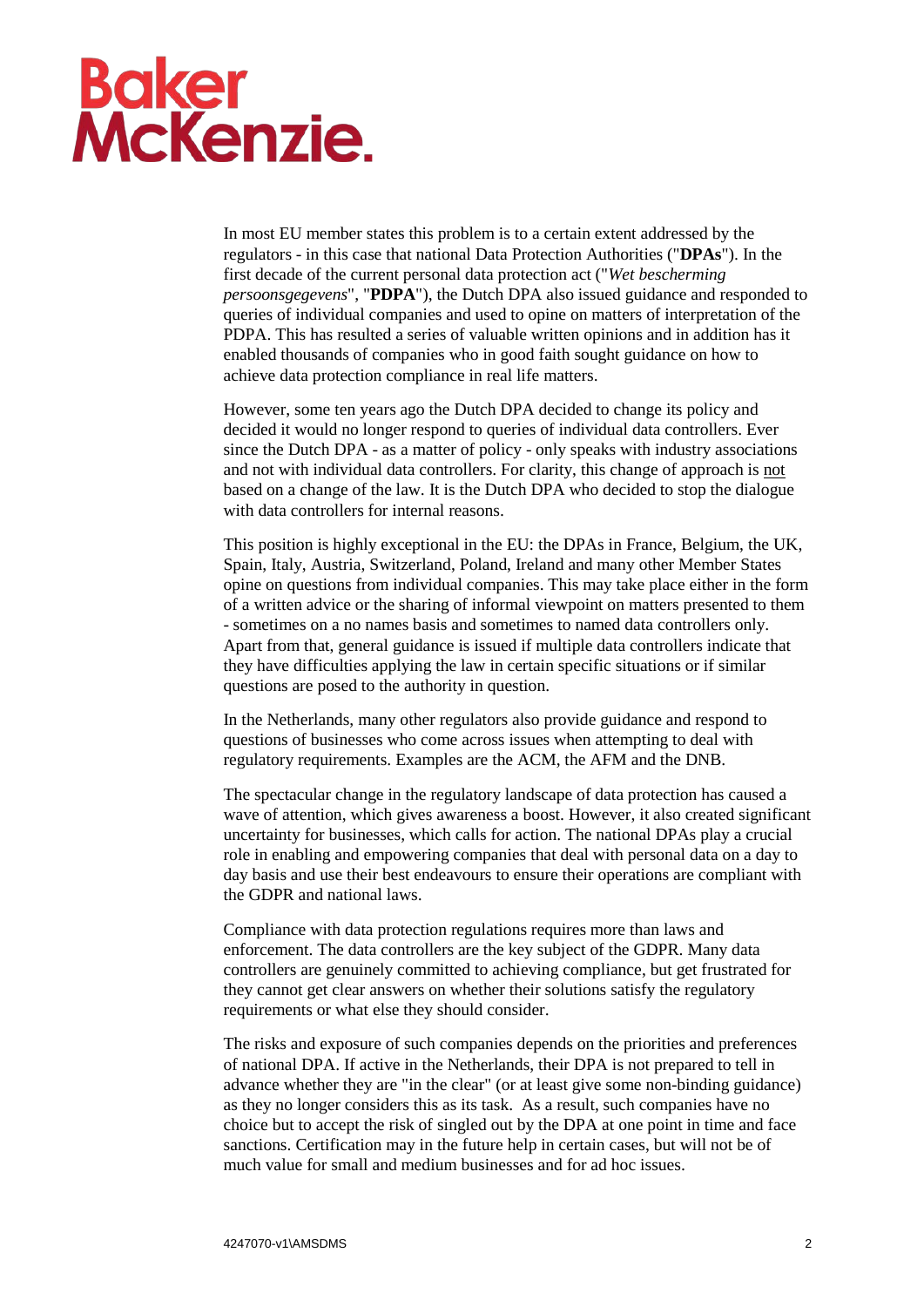In most EU member states this problem is to a certain extent addressed by the regulators - in this case that national Data Protection Authorities ("**DPAs**"). In the first decade of the current personal data protection act ("*Wet bescherming persoonsgegevens*", "**PDPA**"), the Dutch DPA also issued guidance and responded to queries of individual companies and used to opine on matters of interpretation of the PDPA. This has resulted a series of valuable written opinions and in addition has it enabled thousands of companies who in good faith sought guidance on how to achieve data protection compliance in real life matters.

However, some ten years ago the Dutch DPA decided to change its policy and decided it would no longer respond to queries of individual data controllers. Ever since the Dutch DPA - as a matter of policy - only speaks with industry associations and not with individual data controllers. For clarity, this change of approach is <u>not</u> based on a change of the law. It is the Dutch DPA who decided to stop the dialogue with data controllers for internal reasons.

This position is highly exceptional in the EU: the DPAs in France, Belgium, the UK, Spain, Italy, Austria, Switzerland, Poland, Ireland and many other Member States opine on questions from individual companies. This may take place either in the form of a written advice or the sharing of informal viewpoint on matters presented to them - sometimes on a no names basis and sometimes to named data controllers only. Apart from that, general guidance is issued if multiple data controllers indicate that they have difficulties applying the law in certain specific situations or if similar questions are posed to the authority in question.

In the Netherlands, many other regulators also provide guidance and respond to questions of businesses who come across issues when attempting to deal with regulatory requirements. Examples are the ACM, the AFM and the DNB.

The spectacular change in the regulatory landscape of data protection has caused a wave of attention, which gives awareness a boost. However, it also created significant uncertainty for businesses, which calls for action. The national DPAs play a crucial role in enabling and empowering companies that deal with personal data on a day to day basis and use their best endeavours to ensure their operations are compliant with the GDPR and national laws.

Compliance with data protection regulations requires more than laws and enforcement. The data controllers are the key subject of the GDPR. Many data controllers are genuinely committed to achieving compliance, but get frustrated for they cannot get clear answers on whether their solutions satisfy the regulatory requirements or what else they should consider.

The risks and exposure of such companies depends on the priorities and preferences of national DPA. If active in the Netherlands, their DPA is not prepared to tell in advance whether they are "in the clear" (or at least give some non-binding guidance) as they no longer considers this as its task. As a result, such companies have no choice but to accept the risk of singled out by the DPA at one point in time and face sanctions. Certification may in the future help in certain cases, but will not be of much value for small and medium businesses and for ad hoc issues.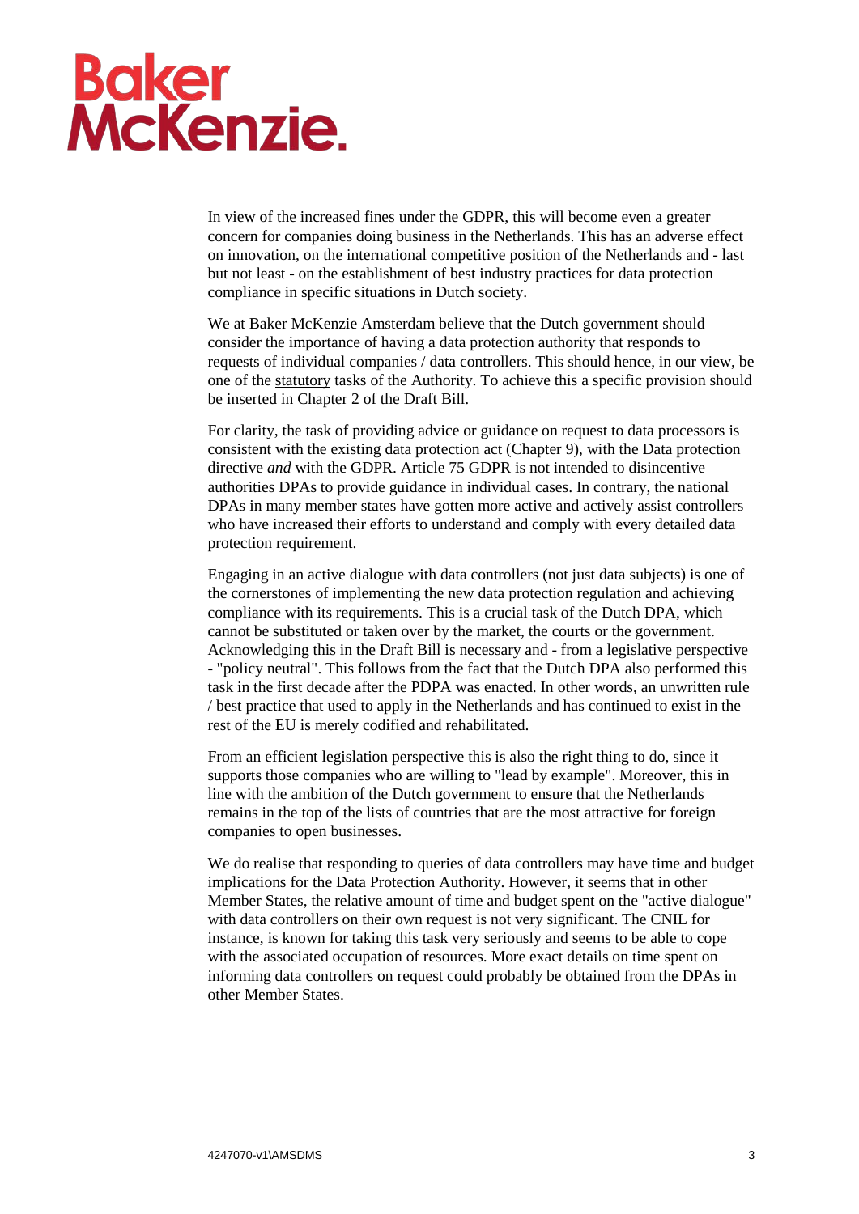In view of the increased fines under the GDPR, this will become even a greater concern for companies doing business in the Netherlands. This has an adverse effect on innovation, on the international competitive position of the Netherlands and - last but not least - on the establishment of best industry practices for data protection compliance in specific situations in Dutch society.

We at Baker McKenzie Amsterdam believe that the Dutch government should consider the importance of having a data protection authority that responds to requests of individual companies / data controllers. This should hence, in our view, be one of the statutory tasks of the Authority. To achieve this a specific provision should be inserted in Chapter 2 of the Draft Bill.

For clarity, the task of providing advice or guidance on request to data processors is consistent with the existing data protection act (Chapter 9), with the Data protection directive *and* with the GDPR. Article 75 GDPR is not intended to disincentive authorities DPAs to provide guidance in individual cases. In contrary, the national DPAs in many member states have gotten more active and actively assist controllers who have increased their efforts to understand and comply with every detailed data protection requirement.

Engaging in an active dialogue with data controllers (not just data subjects) is one of the cornerstones of implementing the new data protection regulation and achieving compliance with its requirements. This is a crucial task of the Dutch DPA, which cannot be substituted or taken over by the market, the courts or the government. Acknowledging this in the Draft Bill is necessary and - from a legislative perspective - "policy neutral". This follows from the fact that the Dutch DPA also performed this task in the first decade after the PDPA was enacted. In other words, an unwritten rule / best practice that used to apply in the Netherlands and has continued to exist in the rest of the EU is merely codified and rehabilitated.

From an efficient legislation perspective this is also the right thing to do, since it supports those companies who are willing to "lead by example". Moreover, this in line with the ambition of the Dutch government to ensure that the Netherlands remains in the top of the lists of countries that are the most attractive for foreign companies to open businesses.

We do realise that responding to queries of data controllers may have time and budget implications for the Data Protection Authority. However, it seems that in other Member States, the relative amount of time and budget spent on the "active dialogue" with data controllers on their own request is not very significant. The CNIL for instance, is known for taking this task very seriously and seems to be able to cope with the associated occupation of resources. More exact details on time spent on informing data controllers on request could probably be obtained from the DPAs in other Member States.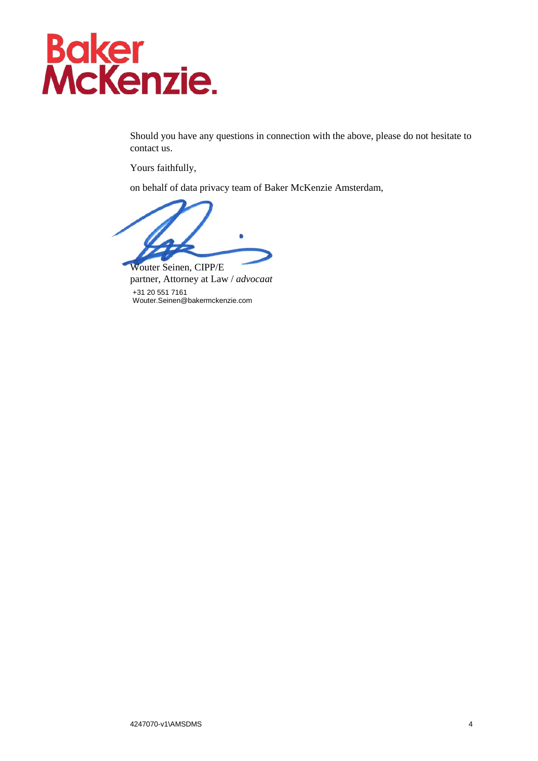Should you have any questions in connection with the above, please do not hesitate to contact us.

Yours faithfully,

on behalf of data privacy team of Baker McKenzie Amsterdam,

Wouter Seinen, CIPP/E
partner, Attorney at Law / *advocaat*
+31 20 551 7161
Wouter.Seinen@bakermckenzie.com

4247070-v1\AMSDMS